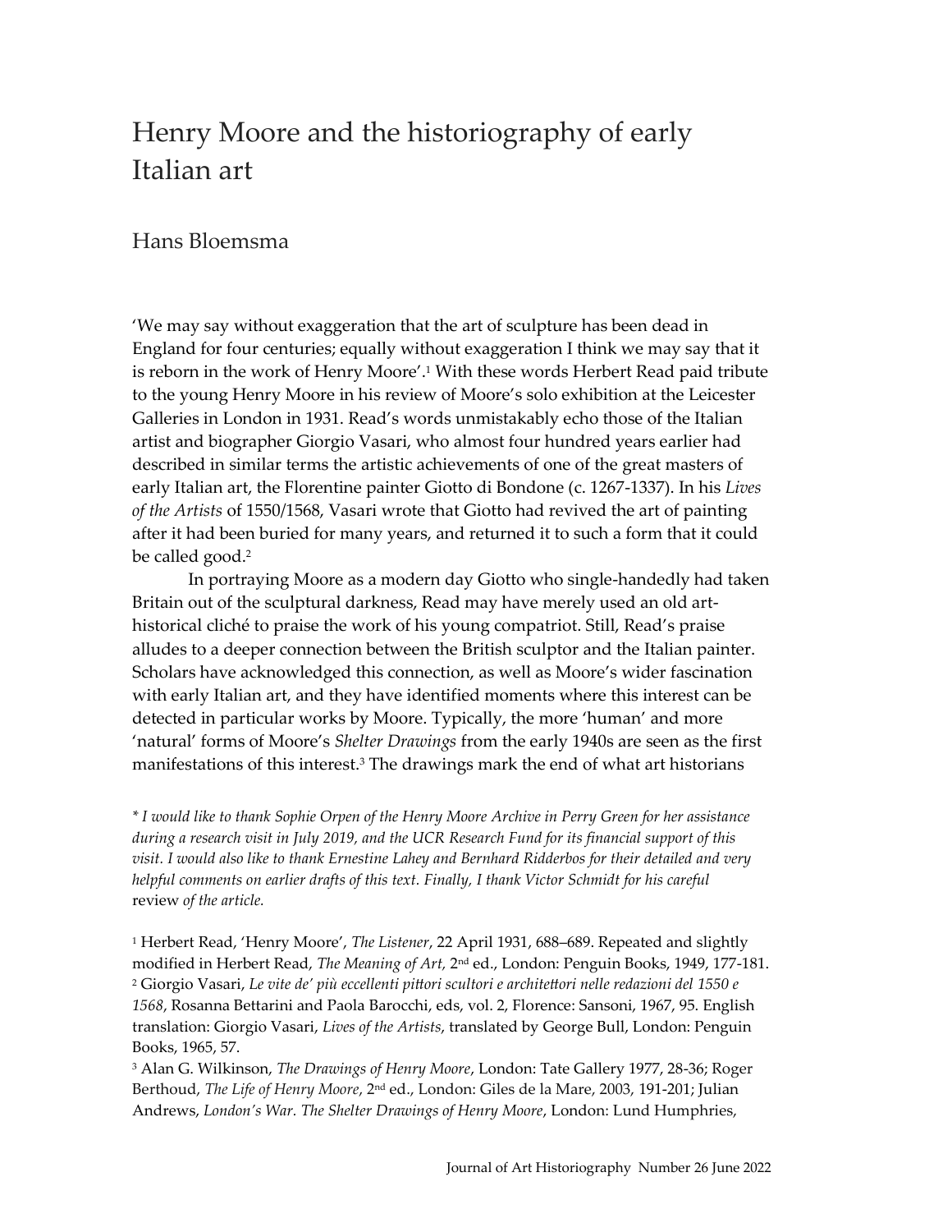# Henry Moore and the historiography of early Italian art

## Hans Bloemsma

'We may say without exaggeration that the art of sculpture has been dead in England for four centuries; equally without exaggeration I think we may say that it is reborn in the work of Henry Moore'.[1] With these words Herbert Read paid tribute to the young Henry Moore in his review of Moore's solo exhibition at the Leicester Galleries in London in 1931. Read's words unmistakably echo those of the Italian artist and biographer Giorgio Vasari, who almost four hundred years earlier had described in similar terms the artistic achievements of one of the great masters of early Italian art, the Florentine painter Giotto di Bondone (c. 1267-1337). In his *Lives of the Artists* of 1550/1568, Vasari wrote that Giotto had revived the art of painting after it had been buried for many years, and returned it to such a form that it could be called good.[2]

In portraying Moore as a modern day Giotto who single-handedly had taken Britain out of the sculptural darkness, Read may have merely used an old art-historical cliché to praise the work of his young compatriot. Still, Read's praise alludes to a deeper connection between the British sculptor and the Italian painter. Scholars have acknowledged this connection, as well as Moore's wider fascination with early Italian art, and they have identified moments where this interest can be detected in particular works by Moore. Typically, the more 'human' and more 'natural' forms of Moore's *Shelter Drawings* from the early 1940s are seen as the first manifestations of this interest.[3] The drawings mark the end of what art historians

\* *I would like to thank Sophie Orpen of the Henry Moore Archive in Perry Green for her assistance during a research visit in July 2019, and the UCR Research Fund for its financial support of this visit. I would also like to thank Ernestine Lahey and Bernhard Ridderbos for their detailed and very helpful comments on earlier drafts of this text. Finally, I thank Victor Schmidt for his careful* review *of the article.*

[1] Herbert Read, 'Henry Moore', *The Listener*, 22 April 1931, 688–689. Repeated and slightly modified in Herbert Read, *The Meaning of Art,* 2nd ed., London: Penguin Books, 1949, 177-181.

[2] Giorgio Vasari, *Le vite de' più eccellenti pittori scultori e architettori nelle redazioni del 1550 e 1568*, Rosanna Bettarini and Paola Barocchi, eds, vol. 2, Florence: Sansoni, 1967, 95. English translation: Giorgio Vasari, *Lives of the Artists*, translated by George Bull, London: Penguin Books, 1965, 57.

[3] Alan G. Wilkinson, *The Drawings of Henry Moore*, London: Tate Gallery 1977, 28-36; Roger Berthoud, *The Life of Henry Moore*, 2nd ed., London: Giles de la Mare, 2003, 191-201; Julian Andrews, *London's War. The Shelter Drawings of Henry Moore*, London: Lund Humphries,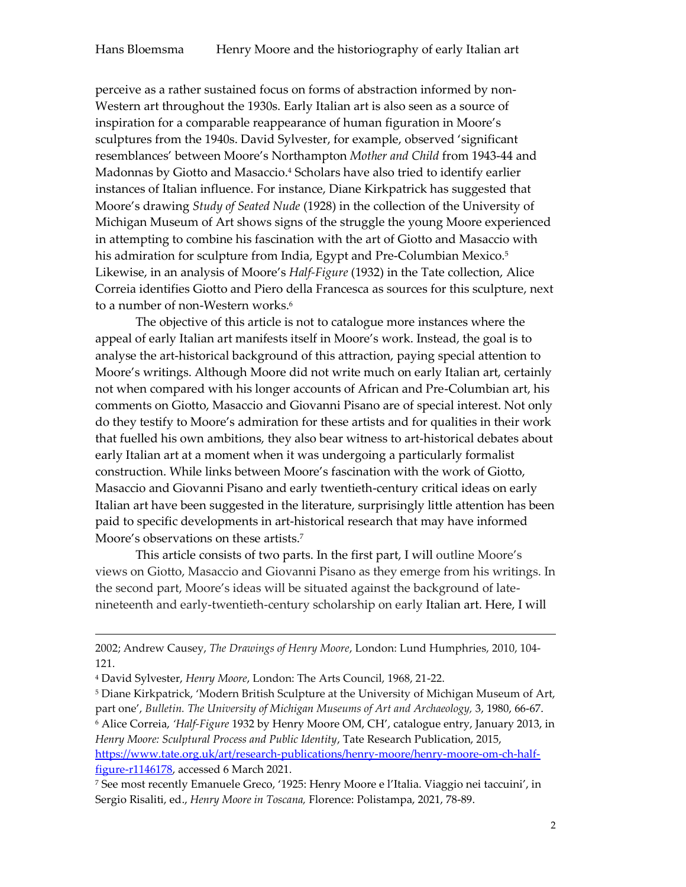perceive as a rather sustained focus on forms of abstraction informed by non-Western art throughout the 1930s. Early Italian art is also seen as a source of inspiration for a comparable reappearance of human figuration in Moore's sculptures from the 1940s. David Sylvester, for example, observed 'significant resemblances' between Moore's Northampton *Mother and Child* from 1943-44 and Madonnas by Giotto and Masaccio.[4] Scholars have also tried to identify earlier instances of Italian influence. For instance, Diane Kirkpatrick has suggested that Moore's drawing *Study of Seated Nude* (1928) in the collection of the University of Michigan Museum of Art shows signs of the struggle the young Moore experienced in attempting to combine his fascination with the art of Giotto and Masaccio with his admiration for sculpture from India, Egypt and Pre-Columbian Mexico.[5] Likewise, in an analysis of Moore's *Half-Figure* (1932) in the Tate collection, Alice Correia identifies Giotto and Piero della Francesca as sources for this sculpture, next to a number of non-Western works.[6]

The objective of this article is not to catalogue more instances where the appeal of early Italian art manifests itself in Moore's work. Instead, the goal is to analyse the art-historical background of this attraction, paying special attention to Moore's writings. Although Moore did not write much on early Italian art, certainly not when compared with his longer accounts of African and Pre-Columbian art, his comments on Giotto, Masaccio and Giovanni Pisano are of special interest. Not only do they testify to Moore's admiration for these artists and for qualities in their work that fuelled his own ambitions, they also bear witness to art-historical debates about early Italian art at a moment when it was undergoing a particularly formalist construction. While links between Moore's fascination with the work of Giotto, Masaccio and Giovanni Pisano and early twentieth-century critical ideas on early Italian art have been suggested in the literature, surprisingly little attention has been paid to specific developments in art-historical research that may have informed Moore's observations on these artists.[7]

This article consists of two parts. In the first part, I will outline Moore's views on Giotto, Masaccio and Giovanni Pisano as they emerge from his writings. In the second part, Moore's ideas will be situated against the background of late-nineteenth and early-twentieth-century scholarship on early Italian art. Here, I will

---

2002; Andrew Causey, *The Drawings of Henry Moore*, London: Lund Humphries, 2010, 104-121.

[4] David Sylvester, *Henry Moore*, London: The Arts Council, 1968, 21-22.

[5] Diane Kirkpatrick, 'Modern British Sculpture at the University of Michigan Museum of Art, part one', *Bulletin. The University of Michigan Museums of Art and Archaeology,* 3, 1980, 66-67.

[6] Alice Correia, '*Half-Figure* 1932 by Henry Moore OM, CH', catalogue entry, January 2013, in *Henry Moore: Sculptural Process and Public Identity*, Tate Research Publication, 2015, https://www.tate.org.uk/art/research-publications/henry-moore/henry-moore-om-ch-half-figure-r1146178, accessed 6 March 2021.

[7] See most recently Emanuele Greco, '1925: Henry Moore e l'Italia. Viaggio nei taccuini', in Sergio Risaliti, ed., *Henry Moore in Toscana,* Florence: Polistampa, 2021, 78-89.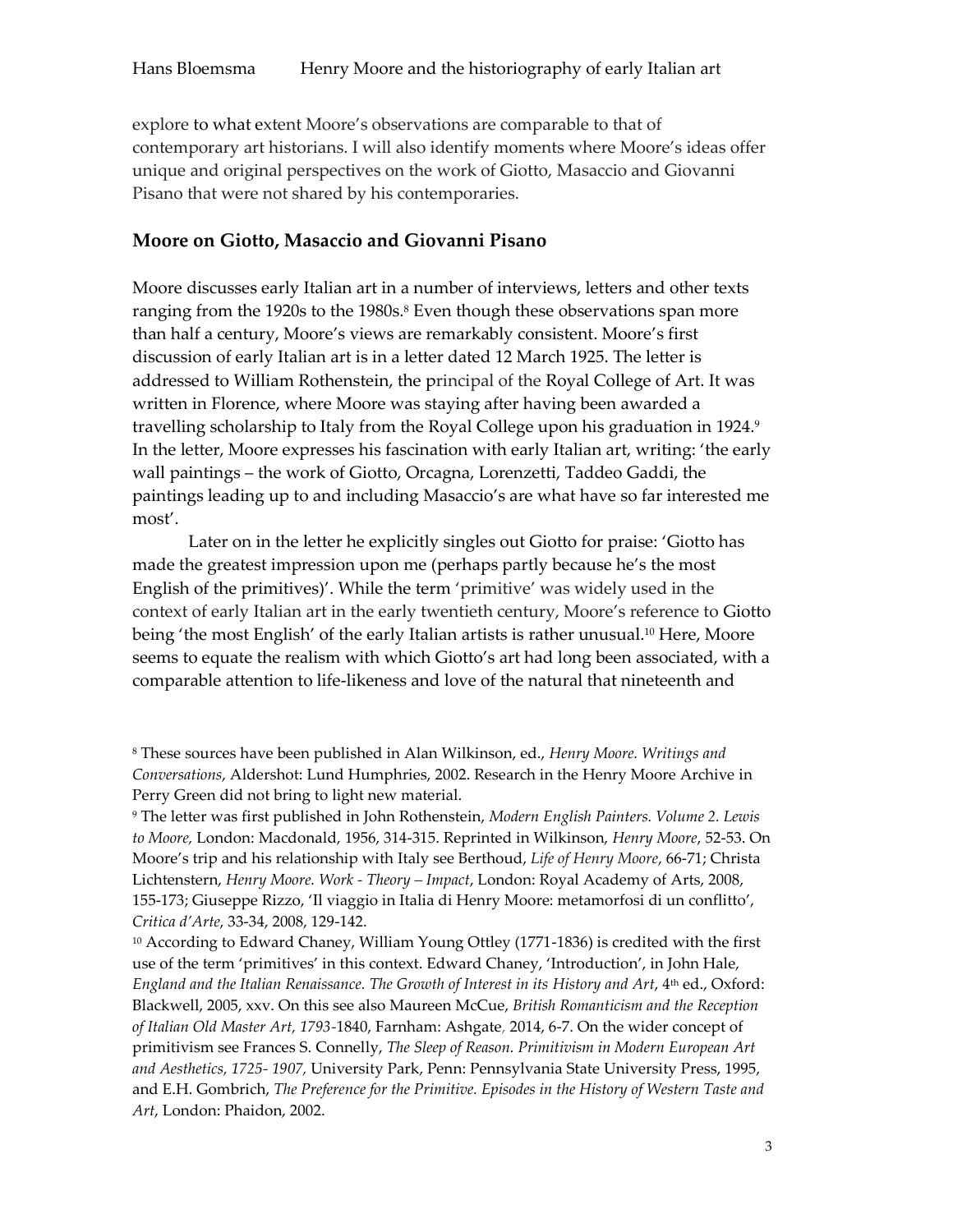explore to what extent Moore's observations are comparable to that of contemporary art historians. I will also identify moments where Moore's ideas offer unique and original perspectives on the work of Giotto, Masaccio and Giovanni Pisano that were not shared by his contemporaries.

## Moore on Giotto, Masaccio and Giovanni Pisano

Moore discusses early Italian art in a number of interviews, letters and other texts ranging from the 1920s to the 1980s.[8] Even though these observations span more than half a century, Moore's views are remarkably consistent. Moore's first discussion of early Italian art is in a letter dated 12 March 1925. The letter is addressed to William Rothenstein, the principal of the Royal College of Art. It was written in Florence, where Moore was staying after having been awarded a travelling scholarship to Italy from the Royal College upon his graduation in 1924.[9] In the letter, Moore expresses his fascination with early Italian art, writing: 'the early wall paintings – the work of Giotto, Orcagna, Lorenzetti, Taddeo Gaddi, the paintings leading up to and including Masaccio's are what have so far interested me most'.

Later on in the letter he explicitly singles out Giotto for praise: 'Giotto has made the greatest impression upon me (perhaps partly because he's the most English of the primitives)'. While the term 'primitive' was widely used in the context of early Italian art in the early twentieth century, Moore's reference to Giotto being 'the most English' of the early Italian artists is rather unusual.[10] Here, Moore seems to equate the realism with which Giotto's art had long been associated, with a comparable attention to life-likeness and love of the natural that nineteenth and

[8] These sources have been published in Alan Wilkinson, ed., *Henry Moore. Writings and Conversations*, Aldershot: Lund Humphries, 2002. Research in the Henry Moore Archive in Perry Green did not bring to light new material.

[9] The letter was first published in John Rothenstein, *Modern English Painters. Volume 2. Lewis to Moore,* London: Macdonald, 1956, 314-315. Reprinted in Wilkinson, *Henry Moore*, 52-53. On Moore's trip and his relationship with Italy see Berthoud, *Life of Henry Moore,* 66-71; Christa Lichtenstern, *Henry Moore. Work - Theory – Impact*, London: Royal Academy of Arts, 2008, 155-173; Giuseppe Rizzo, 'Il viaggio in Italia di Henry Moore: metamorfosi di un conflitto', *Critica d'Arte*, 33-34, 2008, 129-142.

[10] According to Edward Chaney, William Young Ottley (1771-1836) is credited with the first use of the term 'primitives' in this context. Edward Chaney, 'Introduction', in John Hale, *England and the Italian Renaissance. The Growth of Interest in its History and Art*, 4th ed., Oxford: Blackwell, 2005, xxv. On this see also Maureen McCue, *British Romanticism and the Reception of Italian Old Master Art, 1793-*1840, Farnham: Ashgate, 2014, 6-7. On the wider concept of primitivism see Frances S. Connelly, *The Sleep of Reason. Primitivism in Modern European Art and Aesthetics, 1725- 1907,* University Park, Penn: Pennsylvania State University Press, 1995, and E.H. Gombrich, *The Preference for the Primitive. Episodes in the History of Western Taste and Art*, London: Phaidon, 2002.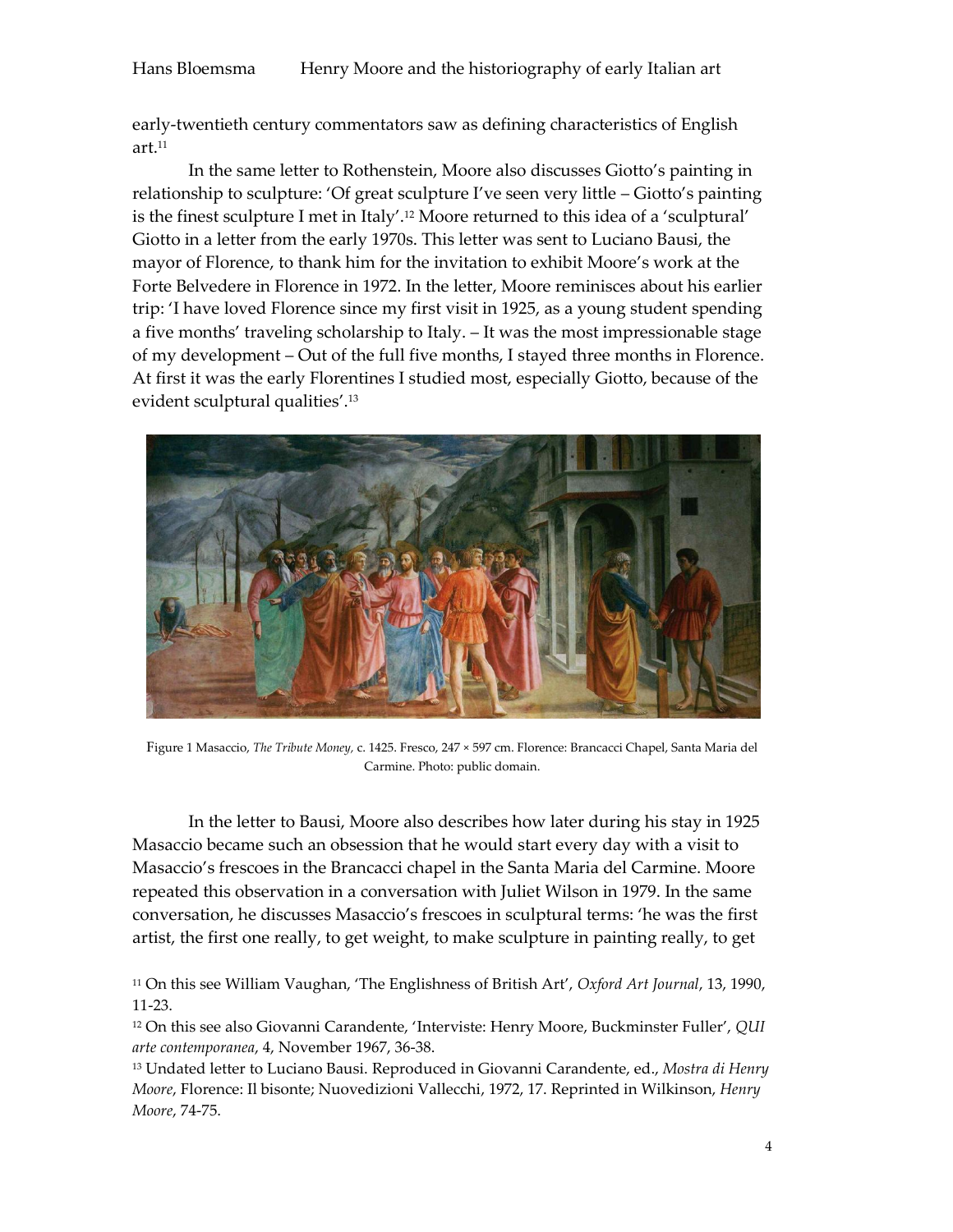early-twentieth century commentators saw as defining characteristics of English art.[11]

In the same letter to Rothenstein, Moore also discusses Giotto's painting in relationship to sculpture: 'Of great sculpture I've seen very little – Giotto's painting is the finest sculpture I met in Italy'.[12] Moore returned to this idea of a 'sculptural' Giotto in a letter from the early 1970s. This letter was sent to Luciano Bausi, the mayor of Florence, to thank him for the invitation to exhibit Moore's work at the Forte Belvedere in Florence in 1972. In the letter, Moore reminisces about his earlier trip: 'I have loved Florence since my first visit in 1925, as a young student spending a five months' traveling scholarship to Italy. – It was the most impressionable stage of my development – Out of the full five months, I stayed three months in Florence. At first it was the early Florentines I studied most, especially Giotto, because of the evident sculptural qualities'.[13]

Figure 1 Masaccio, *The Tribute Money,* c. 1425. Fresco, 247 × 597 cm. Florence: Brancacci Chapel, Santa Maria del Carmine. Photo: public domain.

In the letter to Bausi, Moore also describes how later during his stay in 1925 Masaccio became such an obsession that he would start every day with a visit to Masaccio's frescoes in the Brancacci chapel in the Santa Maria del Carmine. Moore repeated this observation in a conversation with Juliet Wilson in 1979. In the same conversation, he discusses Masaccio's frescoes in sculptural terms: 'he was the first artist, the first one really, to get weight, to make sculpture in painting really, to get

[11] On this see William Vaughan, 'The Englishness of British Art', *Oxford Art Journal*, 13, 1990, 11-23.

[12] On this see also Giovanni Carandente, 'Interviste: Henry Moore, Buckminster Fuller', *QUI arte contemporanea*, 4, November 1967, 36-38.

[13] Undated letter to Luciano Bausi. Reproduced in Giovanni Carandente, ed., *Mostra di Henry Moore*, Florence: Il bisonte; Nuovedizioni Vallecchi, 1972, 17. Reprinted in Wilkinson, *Henry Moore*, 74-75.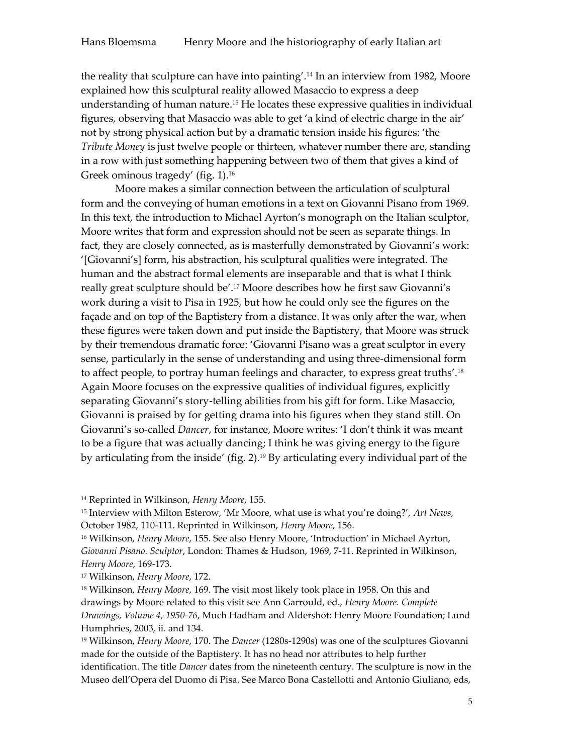the reality that sculpture can have into painting'.[14] In an interview from 1982, Moore explained how this sculptural reality allowed Masaccio to express a deep understanding of human nature.[15] He locates these expressive qualities in individual figures, observing that Masaccio was able to get 'a kind of electric charge in the air' not by strong physical action but by a dramatic tension inside his figures: 'the *Tribute Money* is just twelve people or thirteen, whatever number there are, standing in a row with just something happening between two of them that gives a kind of Greek ominous tragedy' (fig. 1).[16]

Moore makes a similar connection between the articulation of sculptural form and the conveying of human emotions in a text on Giovanni Pisano from 1969. In this text, the introduction to Michael Ayrton's monograph on the Italian sculptor, Moore writes that form and expression should not be seen as separate things. In fact, they are closely connected, as is masterfully demonstrated by Giovanni's work: '[Giovanni's] form, his abstraction, his sculptural qualities were integrated. The human and the abstract formal elements are inseparable and that is what I think really great sculpture should be'.[17] Moore describes how he first saw Giovanni's work during a visit to Pisa in 1925, but how he could only see the figures on the façade and on top of the Baptistery from a distance. It was only after the war, when these figures were taken down and put inside the Baptistery, that Moore was struck by their tremendous dramatic force: 'Giovanni Pisano was a great sculptor in every sense, particularly in the sense of understanding and using three-dimensional form to affect people, to portray human feelings and character, to express great truths'.[18] Again Moore focuses on the expressive qualities of individual figures, explicitly separating Giovanni's story-telling abilities from his gift for form. Like Masaccio, Giovanni is praised by for getting drama into his figures when they stand still. On Giovanni's so-called *Dancer*, for instance, Moore writes: 'I don't think it was meant to be a figure that was actually dancing; I think he was giving energy to the figure by articulating from the inside' (fig. 2).[19] By articulating every individual part of the

---

[14] Reprinted in Wilkinson, *Henry Moore*, 155.

[15] Interview with Milton Esterow, 'Mr Moore, what use is what you're doing?', *Art News*, October 1982, 110-111. Reprinted in Wilkinson, *Henry Moore*, 156.

[16] Wilkinson, *Henry Moore*, 155. See also Henry Moore, 'Introduction' in Michael Ayrton, *Giovanni Pisano. Sculptor*, London: Thames & Hudson, 1969, 7-11. Reprinted in Wilkinson, *Henry Moore*, 169-173.

[17] Wilkinson, *Henry Moore*, 172.

[18] Wilkinson, *Henry Moore*, 169. The visit most likely took place in 1958. On this and drawings by Moore related to this visit see Ann Garrould, ed., *Henry Moore. Complete Drawings, Volume 4, 1950-76*, Much Hadham and Aldershot: Henry Moore Foundation; Lund Humphries, 2003, ii. and 134.

[19] Wilkinson, *Henry Moore*, 170. The *Dancer* (1280s-1290s) was one of the sculptures Giovanni made for the outside of the Baptistery. It has no head nor attributes to help further identification. The title *Dancer* dates from the nineteenth century. The sculpture is now in the Museo dell'Opera del Duomo di Pisa. See Marco Bona Castellotti and Antonio Giuliano, eds,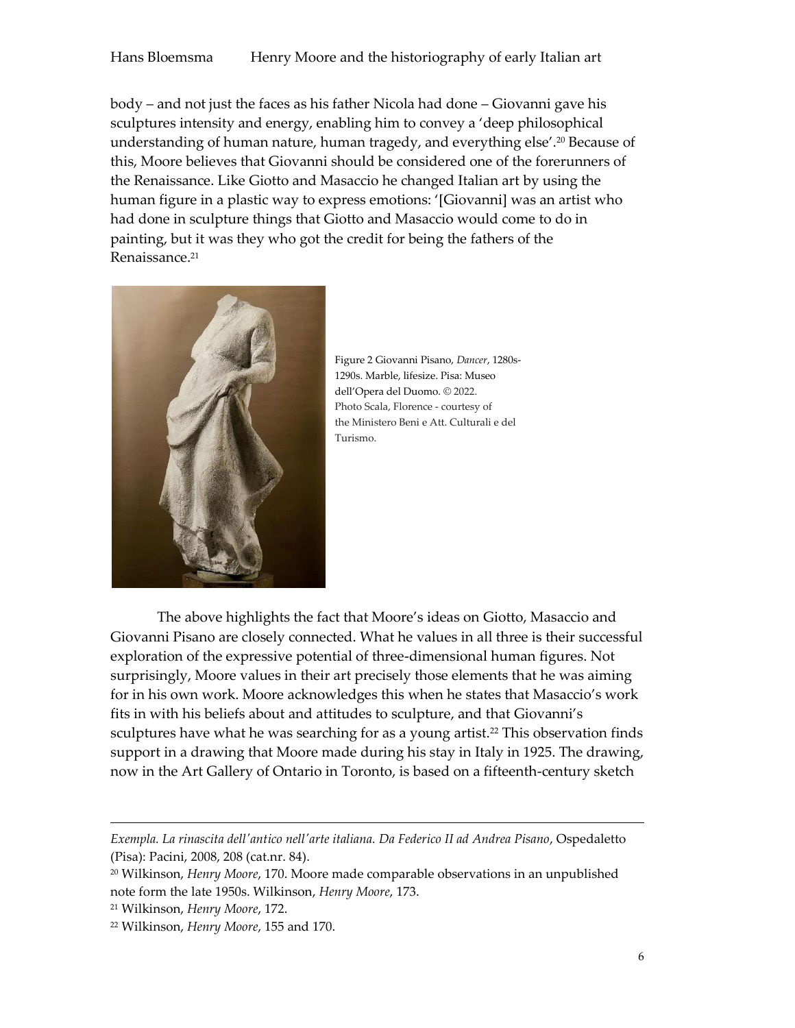body – and not just the faces as his father Nicola had done – Giovanni gave his sculptures intensity and energy, enabling him to convey a 'deep philosophical understanding of human nature, human tragedy, and everything else'.[20] Because of this, Moore believes that Giovanni should be considered one of the forerunners of the Renaissance. Like Giotto and Masaccio he changed Italian art by using the human figure in a plastic way to express emotions: '[Giovanni] was an artist who had done in sculpture things that Giotto and Masaccio would come to do in painting, but it was they who got the credit for being the fathers of the Renaissance.[21]

Figure 2 Giovanni Pisano, *Dancer*, 1280s-1290s. Marble, lifesize. Pisa: Museo dell'Opera del Duomo. © 2022. Photo Scala, Florence - courtesy of the Ministero Beni e Att. Culturali e del Turismo.

The above highlights the fact that Moore's ideas on Giotto, Masaccio and Giovanni Pisano are closely connected. What he values in all three is their successful exploration of the expressive potential of three-dimensional human figures. Not surprisingly, Moore values in their art precisely those elements that he was aiming for in his own work. Moore acknowledges this when he states that Masaccio's work fits in with his beliefs about and attitudes to sculpture, and that Giovanni's sculptures have what he was searching for as a young artist.[22] This observation finds support in a drawing that Moore made during his stay in Italy in 1925. The drawing, now in the Art Gallery of Ontario in Toronto, is based on a fifteenth-century sketch

---

*Exempla. La rinascita dell'antico nell'arte italiana. Da Federico II ad Andrea Pisano*, Ospedaletto (Pisa): Pacini, 2008, 208 (cat.nr. 84).

[20] Wilkinson, *Henry Moore*, 170. Moore made comparable observations in an unpublished note form the late 1950s. Wilkinson, *Henry Moore*, 173.

[21] Wilkinson, *Henry Moore*, 172.

[22] Wilkinson, *Henry Moore*, 155 and 170.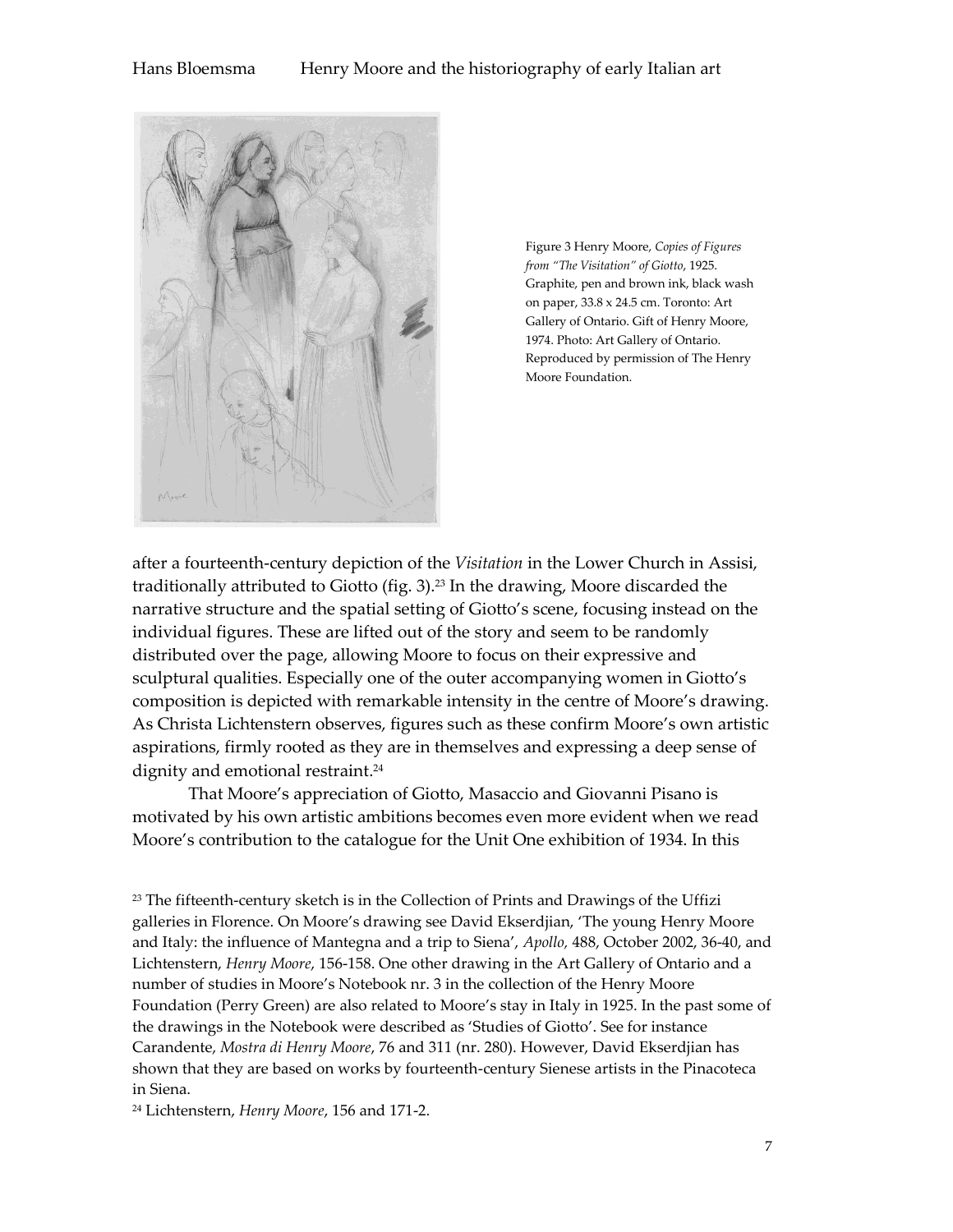Figure 3 Henry Moore, *Copies of Figures from "The Visitation" of Giotto*, 1925. Graphite, pen and brown ink, black wash on paper, 33.8 x 24.5 cm. Toronto: Art Gallery of Ontario. Gift of Henry Moore, 1974. Photo: Art Gallery of Ontario. Reproduced by permission of The Henry Moore Foundation.

after a fourteenth-century depiction of the *Visitation* in the Lower Church in Assisi, traditionally attributed to Giotto (fig. 3).[23] In the drawing, Moore discarded the narrative structure and the spatial setting of Giotto's scene, focusing instead on the individual figures. These are lifted out of the story and seem to be randomly distributed over the page, allowing Moore to focus on their expressive and sculptural qualities. Especially one of the outer accompanying women in Giotto's composition is depicted with remarkable intensity in the centre of Moore's drawing. As Christa Lichtenstern observes, figures such as these confirm Moore's own artistic aspirations, firmly rooted as they are in themselves and expressing a deep sense of dignity and emotional restraint.[24]

That Moore's appreciation of Giotto, Masaccio and Giovanni Pisano is motivated by his own artistic ambitions becomes even more evident when we read Moore's contribution to the catalogue for the Unit One exhibition of 1934. In this

[23] The fifteenth-century sketch is in the Collection of Prints and Drawings of the Uffizi galleries in Florence. On Moore's drawing see David Ekserdjian, 'The young Henry Moore and Italy: the influence of Mantegna and a trip to Siena', *Apollo*, 488, October 2002, 36-40, and Lichtenstern, *Henry Moore*, 156-158. One other drawing in the Art Gallery of Ontario and a number of studies in Moore's Notebook nr. 3 in the collection of the Henry Moore Foundation (Perry Green) are also related to Moore's stay in Italy in 1925. In the past some of the drawings in the Notebook were described as 'Studies of Giotto'. See for instance Carandente, *Mostra di Henry Moore*, 76 and 311 (nr. 280). However, David Ekserdjian has shown that they are based on works by fourteenth-century Sienese artists in the Pinacoteca in Siena.

[24] Lichtenstern, *Henry Moore*, 156 and 171-2.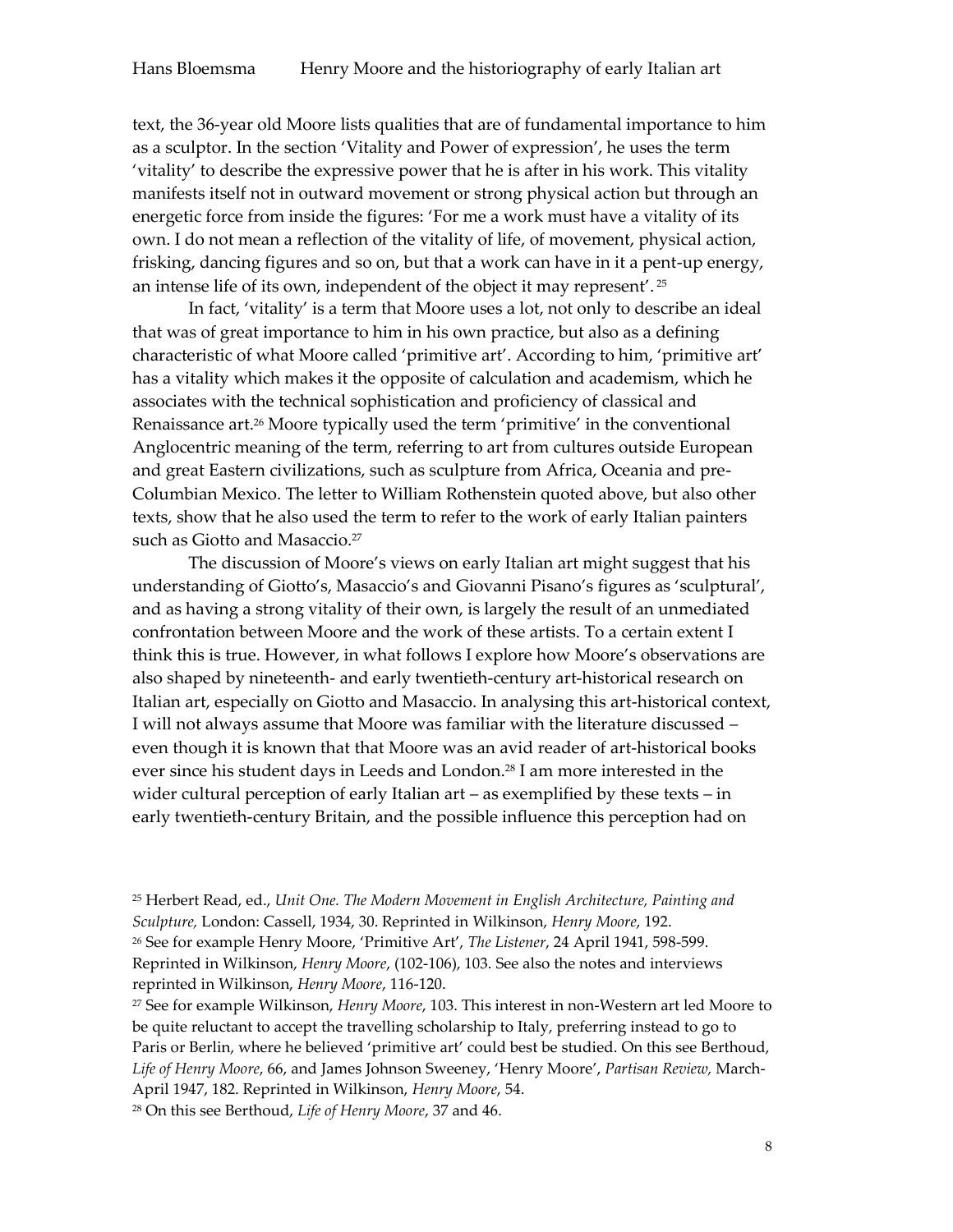text, the 36-year old Moore lists qualities that are of fundamental importance to him as a sculptor. In the section 'Vitality and Power of expression', he uses the term 'vitality' to describe the expressive power that he is after in his work. This vitality manifests itself not in outward movement or strong physical action but through an energetic force from inside the figures: 'For me a work must have a vitality of its own. I do not mean a reflection of the vitality of life, of movement, physical action, frisking, dancing figures and so on, but that a work can have in it a pent-up energy, an intense life of its own, independent of the object it may represent'.[25]

In fact, 'vitality' is a term that Moore uses a lot, not only to describe an ideal that was of great importance to him in his own practice, but also as a defining characteristic of what Moore called 'primitive art'. According to him, 'primitive art' has a vitality which makes it the opposite of calculation and academism, which he associates with the technical sophistication and proficiency of classical and Renaissance art.[26] Moore typically used the term 'primitive' in the conventional Anglocentric meaning of the term, referring to art from cultures outside European and great Eastern civilizations, such as sculpture from Africa, Oceania and pre-Columbian Mexico. The letter to William Rothenstein quoted above, but also other texts, show that he also used the term to refer to the work of early Italian painters such as Giotto and Masaccio.[27]

The discussion of Moore's views on early Italian art might suggest that his understanding of Giotto's, Masaccio's and Giovanni Pisano's figures as 'sculptural', and as having a strong vitality of their own, is largely the result of an unmediated confrontation between Moore and the work of these artists. To a certain extent I think this is true. However, in what follows I explore how Moore's observations are also shaped by nineteenth- and early twentieth-century art-historical research on Italian art, especially on Giotto and Masaccio. In analysing this art-historical context, I will not always assume that Moore was familiar with the literature discussed – even though it is known that that Moore was an avid reader of art-historical books ever since his student days in Leeds and London.[28] I am more interested in the wider cultural perception of early Italian art – as exemplified by these texts – in early twentieth-century Britain, and the possible influence this perception had on

[25] Herbert Read, ed., *Unit One. The Modern Movement in English Architecture, Painting and Sculpture,* London: Cassell, 1934, 30. Reprinted in Wilkinson, *Henry Moore*, 192.

[26] See for example Henry Moore, 'Primitive Art', *The Listener*, 24 April 1941, 598-599. Reprinted in Wilkinson, *Henry Moore*, (102-106), 103. See also the notes and interviews reprinted in Wilkinson, *Henry Moore*, 116-120.

[27] See for example Wilkinson, *Henry Moore*, 103. This interest in non-Western art led Moore to be quite reluctant to accept the travelling scholarship to Italy, preferring instead to go to Paris or Berlin, where he believed 'primitive art' could best be studied. On this see Berthoud, *Life of Henry Moore*, 66, and James Johnson Sweeney, 'Henry Moore', *Partisan Review,* March-April 1947, 182. Reprinted in Wilkinson, *Henry Moore*, 54.

[28] On this see Berthoud, *Life of Henry Moore*, 37 and 46.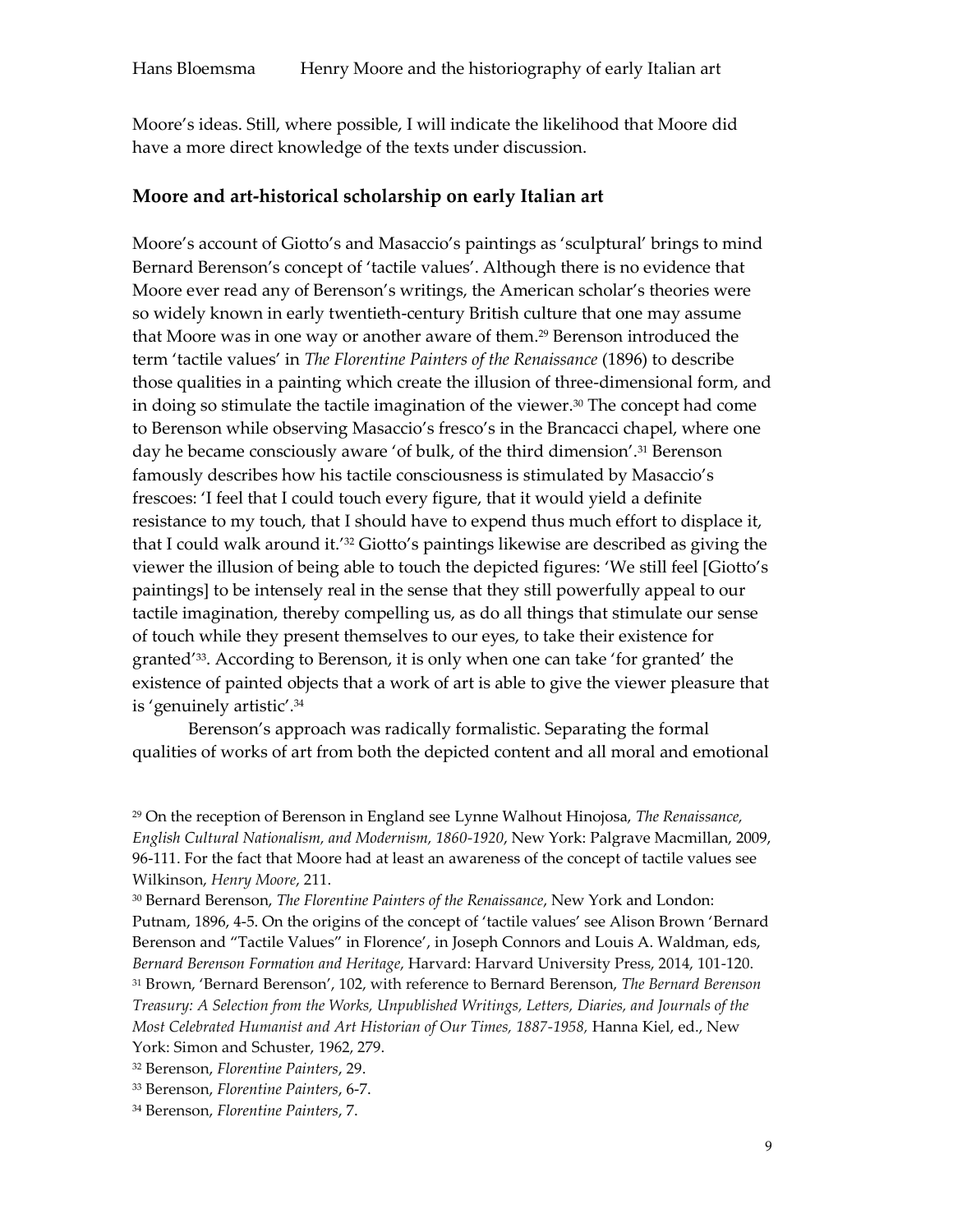Moore's ideas. Still, where possible, I will indicate the likelihood that Moore did have a more direct knowledge of the texts under discussion.

## Moore and art-historical scholarship on early Italian art

Moore's account of Giotto's and Masaccio's paintings as 'sculptural' brings to mind Bernard Berenson's concept of 'tactile values'. Although there is no evidence that Moore ever read any of Berenson's writings, the American scholar's theories were so widely known in early twentieth-century British culture that one may assume that Moore was in one way or another aware of them.[29] Berenson introduced the term 'tactile values' in *The Florentine Painters of the Renaissance* (1896) to describe those qualities in a painting which create the illusion of three-dimensional form, and in doing so stimulate the tactile imagination of the viewer.[30] The concept had come to Berenson while observing Masaccio's fresco's in the Brancacci chapel, where one day he became consciously aware 'of bulk, of the third dimension'.[31] Berenson famously describes how his tactile consciousness is stimulated by Masaccio's frescoes: 'I feel that I could touch every figure, that it would yield a definite resistance to my touch, that I should have to expend thus much effort to displace it, that I could walk around it.'[32] Giotto's paintings likewise are described as giving the viewer the illusion of being able to touch the depicted figures: 'We still feel [Giotto's paintings] to be intensely real in the sense that they still powerfully appeal to our tactile imagination, thereby compelling us, as do all things that stimulate our sense of touch while they present themselves to our eyes, to take their existence for granted'[33]. According to Berenson, it is only when one can take 'for granted' the existence of painted objects that a work of art is able to give the viewer pleasure that is 'genuinely artistic'.[34]

Berenson's approach was radically formalistic. Separating the formal qualities of works of art from both the depicted content and all moral and emotional

[29] On the reception of Berenson in England see Lynne Walhout Hinojosa, *The Renaissance, English Cultural Nationalism, and Modernism, 1860-1920*, New York: Palgrave Macmillan, 2009, 96-111. For the fact that Moore had at least an awareness of the concept of tactile values see Wilkinson, *Henry Moore*, 211.

[30] Bernard Berenson, *The Florentine Painters of the Renaissance*, New York and London: Putnam, 1896, 4-5. On the origins of the concept of 'tactile values' see Alison Brown 'Bernard Berenson and "Tactile Values" in Florence', in Joseph Connors and Louis A. Waldman, eds, *Bernard Berenson Formation and Heritage*, Harvard: Harvard University Press, 2014, 101-120.

[31] Brown, 'Bernard Berenson', 102, with reference to Bernard Berenson, *The Bernard Berenson Treasury: A Selection from the Works, Unpublished Writings, Letters, Diaries, and Journals of the Most Celebrated Humanist and Art Historian of Our Times, 1887-1958,* Hanna Kiel, ed., New York: Simon and Schuster, 1962, 279.

[32] Berenson, *Florentine Painters*, 29.

[33] Berenson, *Florentine Painters*, 6-7.

[34] Berenson, *Florentine Painters*, 7.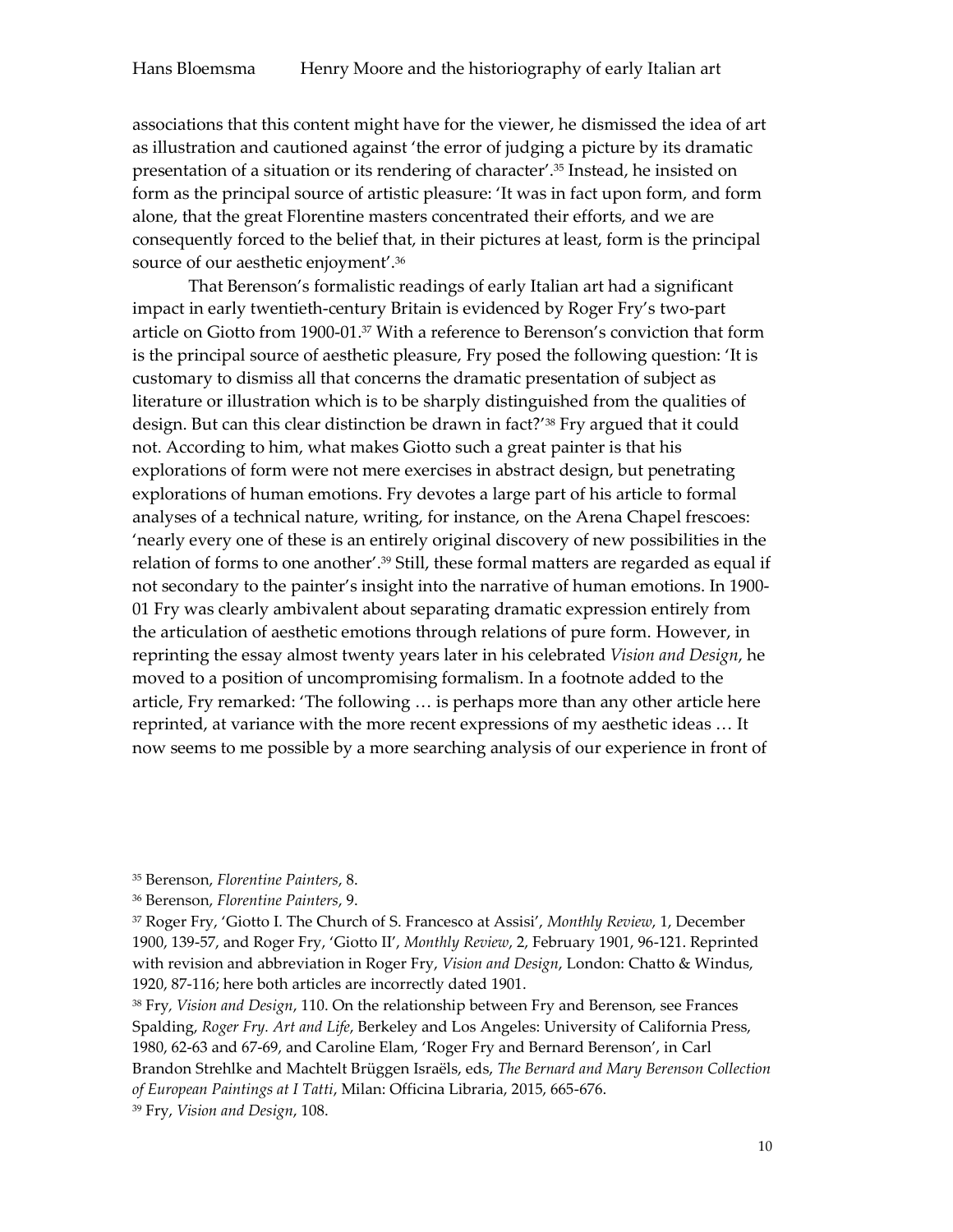associations that this content might have for the viewer, he dismissed the idea of art as illustration and cautioned against 'the error of judging a picture by its dramatic presentation of a situation or its rendering of character'.[35] Instead, he insisted on form as the principal source of artistic pleasure: 'It was in fact upon form, and form alone, that the great Florentine masters concentrated their efforts, and we are consequently forced to the belief that, in their pictures at least, form is the principal source of our aesthetic enjoyment'.[36]

That Berenson's formalistic readings of early Italian art had a significant impact in early twentieth-century Britain is evidenced by Roger Fry's two-part article on Giotto from 1900-01.[37] With a reference to Berenson's conviction that form is the principal source of aesthetic pleasure, Fry posed the following question: 'It is customary to dismiss all that concerns the dramatic presentation of subject as literature or illustration which is to be sharply distinguished from the qualities of design. But can this clear distinction be drawn in fact?'[38] Fry argued that it could not. According to him, what makes Giotto such a great painter is that his explorations of form were not mere exercises in abstract design, but penetrating explorations of human emotions. Fry devotes a large part of his article to formal analyses of a technical nature, writing, for instance, on the Arena Chapel frescoes: 'nearly every one of these is an entirely original discovery of new possibilities in the relation of forms to one another'.[39] Still, these formal matters are regarded as equal if not secondary to the painter's insight into the narrative of human emotions. In 1900-01 Fry was clearly ambivalent about separating dramatic expression entirely from the articulation of aesthetic emotions through relations of pure form. However, in reprinting the essay almost twenty years later in his celebrated *Vision and Design*, he moved to a position of uncompromising formalism. In a footnote added to the article, Fry remarked: 'The following … is perhaps more than any other article here reprinted, at variance with the more recent expressions of my aesthetic ideas … It now seems to me possible by a more searching analysis of our experience in front of

---

[35] Berenson, *Florentine Painters*, 8.

[36] Berenson, *Florentine Painters*, 9.

[37] Roger Fry, 'Giotto I. The Church of S. Francesco at Assisi', *Monthly Review*, 1, December 1900, 139-57, and Roger Fry, 'Giotto II', *Monthly Review*, 2, February 1901, 96-121. Reprinted with revision and abbreviation in Roger Fry, *Vision and Design*, London: Chatto & Windus, 1920, 87-116; here both articles are incorrectly dated 1901.

[38] Fry, *Vision and Design*, 110. On the relationship between Fry and Berenson, see Frances Spalding, *Roger Fry. Art and Life*, Berkeley and Los Angeles: University of California Press, 1980, 62-63 and 67-69, and Caroline Elam, 'Roger Fry and Bernard Berenson', in Carl Brandon Strehlke and Machtelt Brüggen Israëls, eds, *The Bernard and Mary Berenson Collection of European Paintings at I Tatti*, Milan: Officina Libraria, 2015, 665-676.

[39] Fry, *Vision and Design*, 108.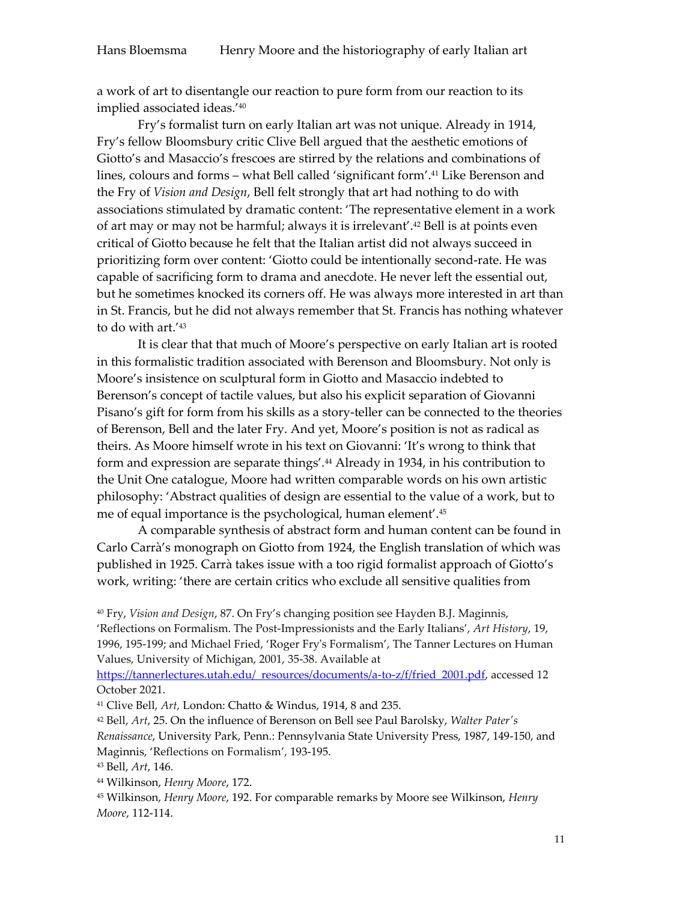a work of art to disentangle our reaction to pure form from our reaction to its implied associated ideas.'[40]

Fry's formalist turn on early Italian art was not unique. Already in 1914, Fry's fellow Bloomsbury critic Clive Bell argued that the aesthetic emotions of Giotto's and Masaccio's frescoes are stirred by the relations and combinations of lines, colours and forms – what Bell called 'significant form'.[41] Like Berenson and the Fry of *Vision and Design*, Bell felt strongly that art had nothing to do with associations stimulated by dramatic content: 'The representative element in a work of art may or may not be harmful; always it is irrelevant'.[42] Bell is at points even critical of Giotto because he felt that the Italian artist did not always succeed in prioritizing form over content: 'Giotto could be intentionally second-rate. He was capable of sacrificing form to drama and anecdote. He never left the essential out, but he sometimes knocked its corners off. He was always more interested in art than in St. Francis, but he did not always remember that St. Francis has nothing whatever to do with art.'[43]

It is clear that that much of Moore's perspective on early Italian art is rooted in this formalistic tradition associated with Berenson and Bloomsbury. Not only is Moore's insistence on sculptural form in Giotto and Masaccio indebted to Berenson's concept of tactile values, but also his explicit separation of Giovanni Pisano's gift for form from his skills as a story-teller can be connected to the theories of Berenson, Bell and the later Fry. And yet, Moore's position is not as radical as theirs. As Moore himself wrote in his text on Giovanni: 'It's wrong to think that form and expression are separate things'.[44] Already in 1934, in his contribution to the Unit One catalogue, Moore had written comparable words on his own artistic philosophy: 'Abstract qualities of design are essential to the value of a work, but to me of equal importance is the psychological, human element'.[45]

A comparable synthesis of abstract form and human content can be found in Carlo Carrà's monograph on Giotto from 1924, the English translation of which was published in 1925. Carrà takes issue with a too rigid formalist approach of Giotto's work, writing: 'there are certain critics who exclude all sensitive qualities from

[40] Fry, *Vision and Design*, 87. On Fry's changing position see Hayden B.J. Maginnis, 'Reflections on Formalism. The Post-Impressionists and the Early Italians', *Art History*, 19, 1996, 195-199; and Michael Fried, 'Roger Fry's Formalism', The Tanner Lectures on Human Values, University of Michigan, 2001, 35-38. Available at https://tannerlectures.utah.edu/_resources/documents/a-to-z/f/fried_2001.pdf, accessed 12 October 2021.

[41] Clive Bell, *Art,* London: Chatto & Windus, 1914, 8 and 235.

[42] Bell, *Art*, 25. On the influence of Berenson on Bell see Paul Barolsky, *Walter Pater's Renaissance*, University Park, Penn.: Pennsylvania State University Press, 1987, 149-150, and Maginnis, 'Reflections on Formalism', 193-195.

[43] Bell, *Art*, 146.

[44] Wilkinson, *Henry Moore*, 172.

[45] Wilkinson, *Henry Moore*, 192. For comparable remarks by Moore see Wilkinson, *Henry Moore*, 112-114.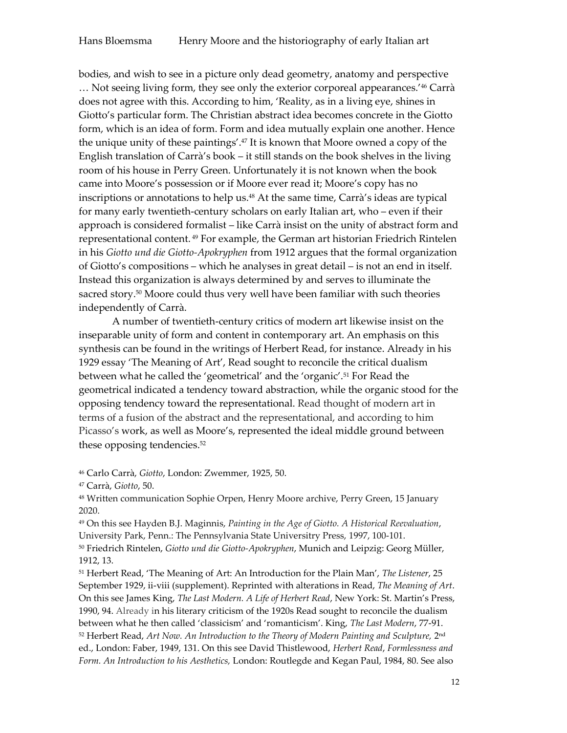bodies, and wish to see in a picture only dead geometry, anatomy and perspective … Not seeing living form, they see only the exterior corporeal appearances.'[46] Carrà does not agree with this. According to him, 'Reality, as in a living eye, shines in Giotto's particular form. The Christian abstract idea becomes concrete in the Giotto form, which is an idea of form. Form and idea mutually explain one another. Hence the unique unity of these paintings'.[47] It is known that Moore owned a copy of the English translation of Carrà's book – it still stands on the book shelves in the living room of his house in Perry Green. Unfortunately it is not known when the book came into Moore's possession or if Moore ever read it; Moore's copy has no inscriptions or annotations to help us.[48] At the same time, Carrà's ideas are typical for many early twentieth-century scholars on early Italian art, who – even if their approach is considered formalist – like Carrà insist on the unity of abstract form and representational content.[49] For example, the German art historian Friedrich Rintelen in his *Giotto und die Giotto-Apokryphen* from 1912 argues that the formal organization of Giotto's compositions – which he analyses in great detail – is not an end in itself. Instead this organization is always determined by and serves to illuminate the sacred story.[50] Moore could thus very well have been familiar with such theories independently of Carrà.

A number of twentieth-century critics of modern art likewise insist on the inseparable unity of form and content in contemporary art. An emphasis on this synthesis can be found in the writings of Herbert Read, for instance. Already in his 1929 essay 'The Meaning of Art', Read sought to reconcile the critical dualism between what he called the 'geometrical' and the 'organic'.[51] For Read the geometrical indicated a tendency toward abstraction, while the organic stood for the opposing tendency toward the representational. Read thought of modern art in terms of a fusion of the abstract and the representational, and according to him Picasso's work, as well as Moore's, represented the ideal middle ground between these opposing tendencies.[52]

[46] Carlo Carrà, *Giotto*, London: Zwemmer, 1925, 50.

[47] Carrà, *Giotto*, 50.

[48] Written communication Sophie Orpen, Henry Moore archive, Perry Green, 15 January 2020.

[49] On this see Hayden B.J. Maginnis, *Painting in the Age of Giotto. A Historical Reevaluation*, University Park, Penn.: The Pensylvania State Universitry Press, 1997, 100-101.

[50] Friedrich Rintelen, *Giotto und die Giotto-Apokryphen*, Munich and Leipzig: Georg Müller, 1912, 13.

[51] Herbert Read, 'The Meaning of Art: An Introduction for the Plain Man', *The Listener*, 25 September 1929, ii-viii (supplement). Reprinted with alterations in Read, *The Meaning of Art*. On this see James King, *The Last Modern. A Life of Herbert Read*, New York: St. Martin's Press, 1990, 94. Already in his literary criticism of the 1920s Read sought to reconcile the dualism between what he then called 'classicism' and 'romanticism'. King, *The Last Modern*, 77-91.

[52] Herbert Read, *Art Now. An Introduction to the Theory of Modern Painting and Sculpture,* 2nd ed., London: Faber, 1949, 131. On this see David Thistlewood, *Herbert Read, Formlessness and Form. An Introduction to his Aesthetics,* London: Routlegde and Kegan Paul, 1984, 80. See also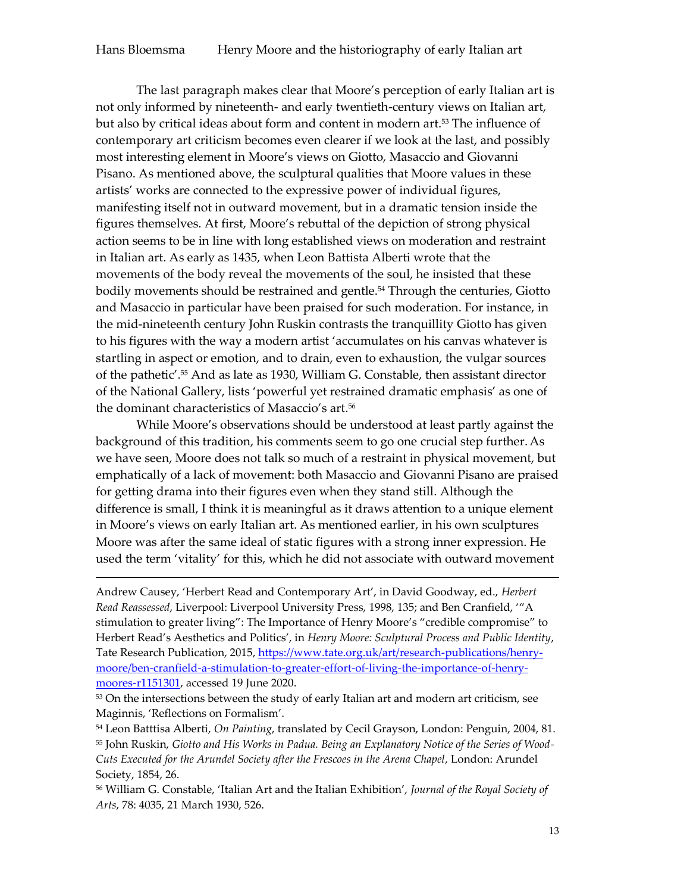The last paragraph makes clear that Moore's perception of early Italian art is not only informed by nineteenth- and early twentieth-century views on Italian art, but also by critical ideas about form and content in modern art.[53] The influence of contemporary art criticism becomes even clearer if we look at the last, and possibly most interesting element in Moore's views on Giotto, Masaccio and Giovanni Pisano. As mentioned above, the sculptural qualities that Moore values in these artists' works are connected to the expressive power of individual figures, manifesting itself not in outward movement, but in a dramatic tension inside the figures themselves. At first, Moore's rebuttal of the depiction of strong physical action seems to be in line with long established views on moderation and restraint in Italian art. As early as 1435, when Leon Battista Alberti wrote that the movements of the body reveal the movements of the soul, he insisted that these bodily movements should be restrained and gentle.[54] Through the centuries, Giotto and Masaccio in particular have been praised for such moderation. For instance, in the mid-nineteenth century John Ruskin contrasts the tranquillity Giotto has given to his figures with the way a modern artist 'accumulates on his canvas whatever is startling in aspect or emotion, and to drain, even to exhaustion, the vulgar sources of the pathetic'.[55] And as late as 1930, William G. Constable, then assistant director of the National Gallery, lists 'powerful yet restrained dramatic emphasis' as one of the dominant characteristics of Masaccio's art.[56]

While Moore's observations should be understood at least partly against the background of this tradition, his comments seem to go one crucial step further. As we have seen, Moore does not talk so much of a restraint in physical movement, but emphatically of a lack of movement: both Masaccio and Giovanni Pisano are praised for getting drama into their figures even when they stand still. Although the difference is small, I think it is meaningful as it draws attention to a unique element in Moore's views on early Italian art. As mentioned earlier, in his own sculptures Moore was after the same ideal of static figures with a strong inner expression. He used the term 'vitality' for this, which he did not associate with outward movement

---

Andrew Causey, 'Herbert Read and Contemporary Art', in David Goodway, ed., *Herbert Read Reassessed*, Liverpool: Liverpool University Press, 1998, 135; and Ben Cranfield, '"A stimulation to greater living": The Importance of Henry Moore's "credible compromise" to Herbert Read's Aesthetics and Politics', in *Henry Moore: Sculptural Process and Public Identity*, Tate Research Publication, 2015, https://www.tate.org.uk/art/research-publications/henry-moore/ben-cranfield-a-stimulation-to-greater-effort-of-living-the-importance-of-henry-moores-r1151301, accessed 19 June 2020.

[53] On the intersections between the study of early Italian art and modern art criticism, see Maginnis, 'Reflections on Formalism'.

[54] Leon Batttisa Alberti, *On Painting*, translated by Cecil Grayson, London: Penguin, 2004, 81.

[55] John Ruskin, *Giotto and His Works in Padua. Being an Explanatory Notice of the Series of Wood-Cuts Executed for the Arundel Society after the Frescoes in the Arena Chapel*, London: Arundel Society, 1854, 26.

[56] William G. Constable, 'Italian Art and the Italian Exhibition', *Journal of the Royal Society of Arts*, 78: 4035, 21 March 1930, 526.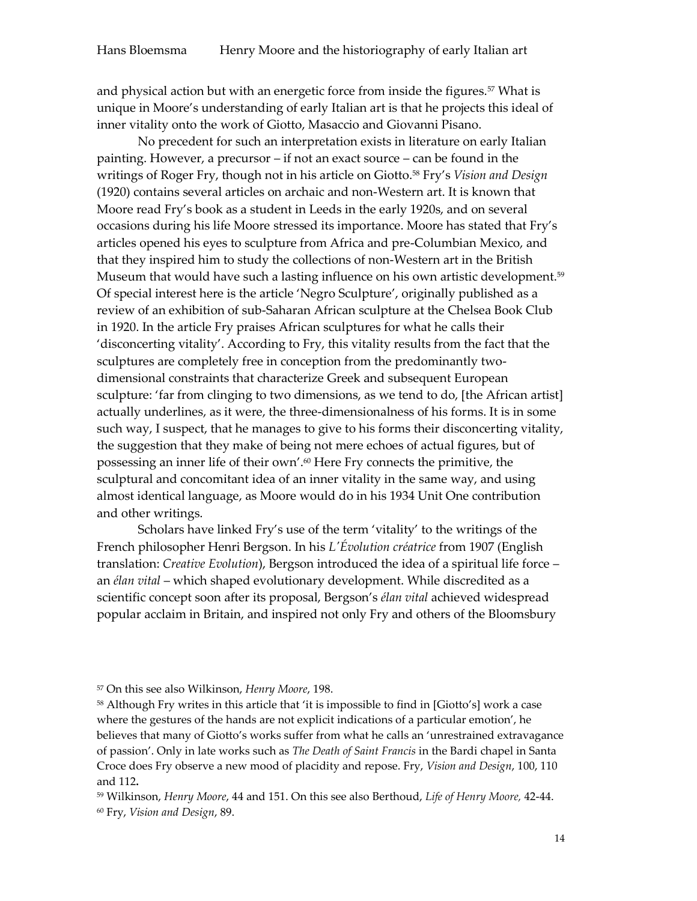and physical action but with an energetic force from inside the figures.[57] What is unique in Moore's understanding of early Italian art is that he projects this ideal of inner vitality onto the work of Giotto, Masaccio and Giovanni Pisano.

No precedent for such an interpretation exists in literature on early Italian painting. However, a precursor – if not an exact source – can be found in the writings of Roger Fry, though not in his article on Giotto.[58] Fry's *Vision and Design* (1920) contains several articles on archaic and non-Western art. It is known that Moore read Fry's book as a student in Leeds in the early 1920s, and on several occasions during his life Moore stressed its importance. Moore has stated that Fry's articles opened his eyes to sculpture from Africa and pre-Columbian Mexico, and that they inspired him to study the collections of non-Western art in the British Museum that would have such a lasting influence on his own artistic development.[59] Of special interest here is the article 'Negro Sculpture', originally published as a review of an exhibition of sub-Saharan African sculpture at the Chelsea Book Club in 1920. In the article Fry praises African sculptures for what he calls their 'disconcerting vitality'. According to Fry, this vitality results from the fact that the sculptures are completely free in conception from the predominantly two-dimensional constraints that characterize Greek and subsequent European sculpture: 'far from clinging to two dimensions, as we tend to do, [the African artist] actually underlines, as it were, the three-dimensionalness of his forms. It is in some such way, I suspect, that he manages to give to his forms their disconcerting vitality, the suggestion that they make of being not mere echoes of actual figures, but of possessing an inner life of their own'.[60] Here Fry connects the primitive, the sculptural and concomitant idea of an inner vitality in the same way, and using almost identical language, as Moore would do in his 1934 Unit One contribution and other writings.

Scholars have linked Fry's use of the term 'vitality' to the writings of the French philosopher Henri Bergson. In his *L'Évolution créatrice* from 1907 (English translation: *Creative Evolution*), Bergson introduced the idea of a spiritual life force – an *élan vital* – which shaped evolutionary development. While discredited as a scientific concept soon after its proposal, Bergson's *élan vital* achieved widespread popular acclaim in Britain, and inspired not only Fry and others of the Bloomsbury

---

[57] On this see also Wilkinson, *Henry Moore*, 198.

[58] Although Fry writes in this article that 'it is impossible to find in [Giotto's] work a case where the gestures of the hands are not explicit indications of a particular emotion', he believes that many of Giotto's works suffer from what he calls an 'unrestrained extravagance of passion'. Only in late works such as *The Death of Saint Francis* in the Bardi chapel in Santa Croce does Fry observe a new mood of placidity and repose. Fry, *Vision and Design*, 100, 110 and 112.

[59] Wilkinson, *Henry Moore*, 44 and 151. On this see also Berthoud, *Life of Henry Moore,* 42-44.

[60] Fry, *Vision and Design*, 89.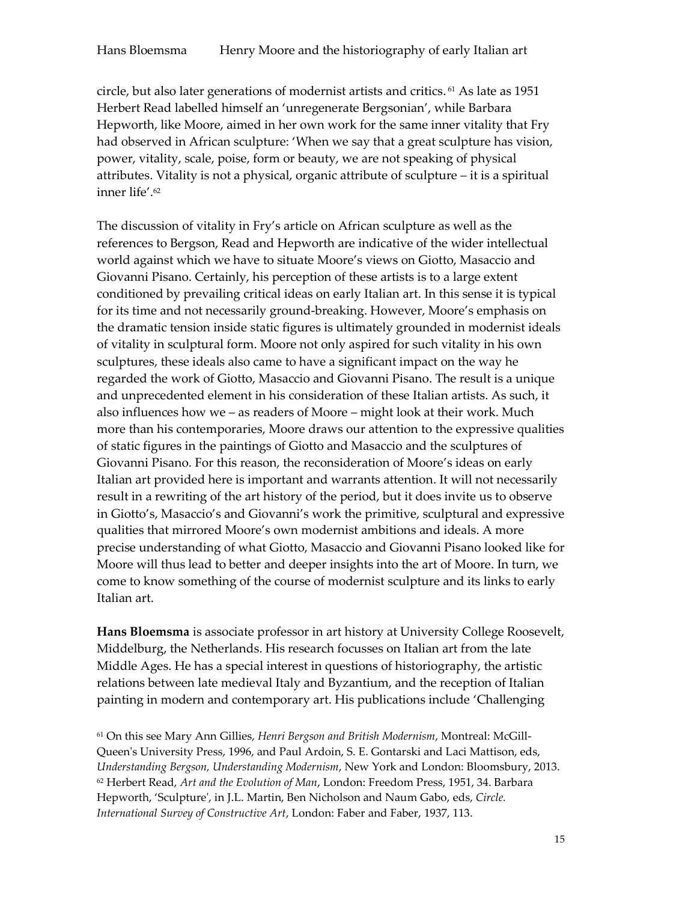circle, but also later generations of modernist artists and critics.[61] As late as 1951 Herbert Read labelled himself an 'unregenerate Bergsonian', while Barbara Hepworth, like Moore, aimed in her own work for the same inner vitality that Fry had observed in African sculpture: 'When we say that a great sculpture has vision, power, vitality, scale, poise, form or beauty, we are not speaking of physical attributes. Vitality is not a physical, organic attribute of sculpture – it is a spiritual inner life'.[62]

The discussion of vitality in Fry's article on African sculpture as well as the references to Bergson, Read and Hepworth are indicative of the wider intellectual world against which we have to situate Moore's views on Giotto, Masaccio and Giovanni Pisano. Certainly, his perception of these artists is to a large extent conditioned by prevailing critical ideas on early Italian art. In this sense it is typical for its time and not necessarily ground-breaking. However, Moore's emphasis on the dramatic tension inside static figures is ultimately grounded in modernist ideals of vitality in sculptural form. Moore not only aspired for such vitality in his own sculptures, these ideals also came to have a significant impact on the way he regarded the work of Giotto, Masaccio and Giovanni Pisano. The result is a unique and unprecedented element in his consideration of these Italian artists. As such, it also influences how we – as readers of Moore – might look at their work. Much more than his contemporaries, Moore draws our attention to the expressive qualities of static figures in the paintings of Giotto and Masaccio and the sculptures of Giovanni Pisano. For this reason, the reconsideration of Moore's ideas on early Italian art provided here is important and warrants attention. It will not necessarily result in a rewriting of the art history of the period, but it does invite us to observe in Giotto's, Masaccio's and Giovanni's work the primitive, sculptural and expressive qualities that mirrored Moore's own modernist ambitions and ideals. A more precise understanding of what Giotto, Masaccio and Giovanni Pisano looked like for Moore will thus lead to better and deeper insights into the art of Moore. In turn, we come to know something of the course of modernist sculpture and its links to early Italian art.

**Hans Bloemsma** is associate professor in art history at University College Roosevelt, Middelburg, the Netherlands. His research focusses on Italian art from the late Middle Ages. He has a special interest in questions of historiography, the artistic relations between late medieval Italy and Byzantium, and the reception of Italian painting in modern and contemporary art. His publications include 'Challenging

[61] On this see Mary Ann Gillies, *Henri Bergson and British Modernism*, Montreal: McGill-Queen's University Press, 1996, and Paul Ardoin, S. E. Gontarski and Laci Mattison, eds, *Understanding Bergson, Understanding Modernism*, New York and London: Bloomsbury, 2013.

[62] Herbert Read, *Art and the Evolution of Man*, London: Freedom Press, 1951, 34. Barbara Hepworth, 'Sculpture', in J.L. Martin, Ben Nicholson and Naum Gabo, eds, *Circle. International Survey of Constructive Art*, London: Faber and Faber, 1937, 113.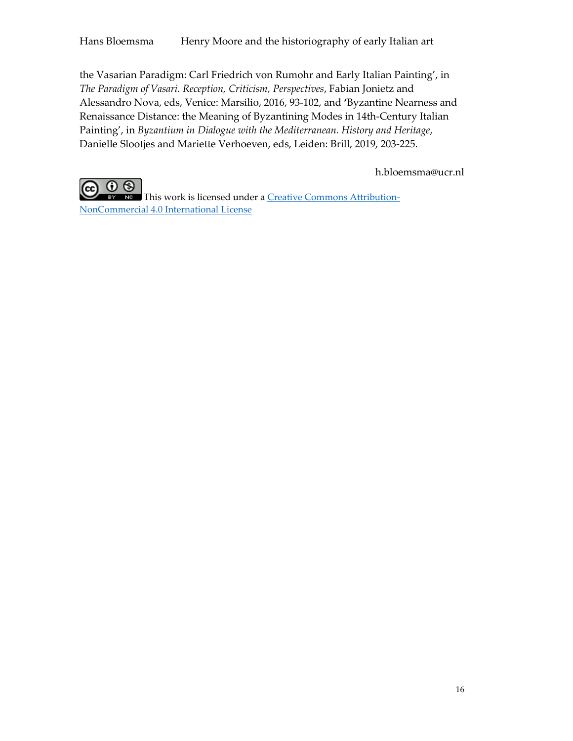the Vasarian Paradigm: Carl Friedrich von Rumohr and Early Italian Painting', in *The Paradigm of Vasari. Reception, Criticism, Perspectives*, Fabian Jonietz and Alessandro Nova, eds, Venice: Marsilio, 2016, 93-102, and 'Byzantine Nearness and Renaissance Distance: the Meaning of Byzantining Modes in 14th-Century Italian Painting', in *Byzantium in Dialogue with the Mediterranean. History and Heritage*, Danielle Slootjes and Mariette Verhoeven, eds, Leiden: Brill, 2019, 203-225.

h.bloemsma@ucr.nl

This work is licensed under a [Creative Commons Attribution-NonCommercial 4.0 International License]